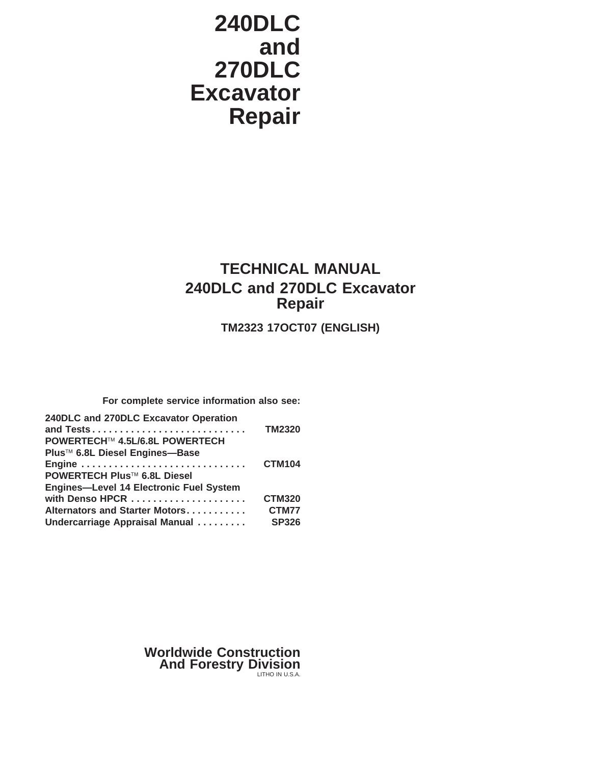# 240DLC and 270DLC Excavator Repair

## TECHNICAL MANUAL

## 240DLC and 270DLC Excavator Repair

**TM2323 17OCT07 (ENGLISH)**

**For complete service information also see:**

| | |
|---|---|
| 240DLC and 270DLC Excavator Operation and Tests | TM2320 |
| POWERTECH™ 4.5L/6.8L POWERTECH Plus™ 6.8L Diesel Engines—Base Engine | CTM104 |
| POWERTECH Plus™ 6.8L Diesel Engines—Level 14 Electronic Fuel System with Denso HPCR | CTM320 |
| Alternators and Starter Motors | CTM77 |
| Undercarriage Appraisal Manual | SP326 |

**Worldwide Construction And Forestry Division**

LITHO IN U.S.A.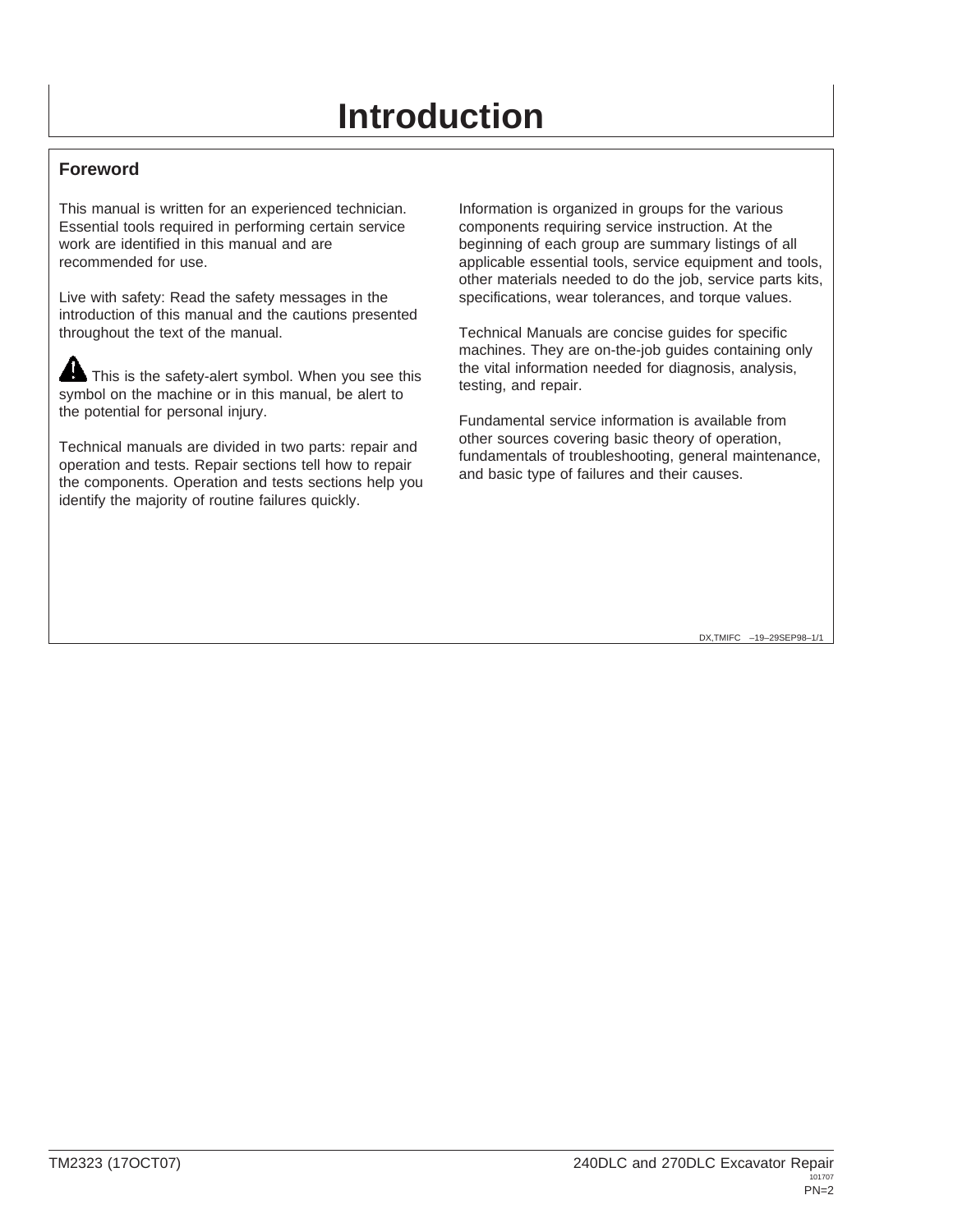# Introduction

## Foreword

This manual is written for an experienced technician. Essential tools required in performing certain service work are identified in this manual and are recommended for use.

Live with safety: Read the safety messages in the introduction of this manual and the cautions presented throughout the text of the manual.

This is the safety-alert symbol. When you see this symbol on the machine or in this manual, be alert to the potential for personal injury.

Technical manuals are divided in two parts: repair and operation and tests. Repair sections tell how to repair the components. Operation and tests sections help you identify the majority of routine failures quickly.

Information is organized in groups for the various components requiring service instruction. At the beginning of each group are summary listings of all applicable essential tools, service equipment and tools, other materials needed to do the job, service parts kits, specifications, wear tolerances, and torque values.

Technical Manuals are concise guides for specific machines. They are on-the-job guides containing only the vital information needed for diagnosis, analysis, testing, and repair.

Fundamental service information is available from other sources covering basic theory of operation, fundamentals of troubleshooting, general maintenance, and basic type of failures and their causes.

DX,TMIFC –19–29SEP98–1/1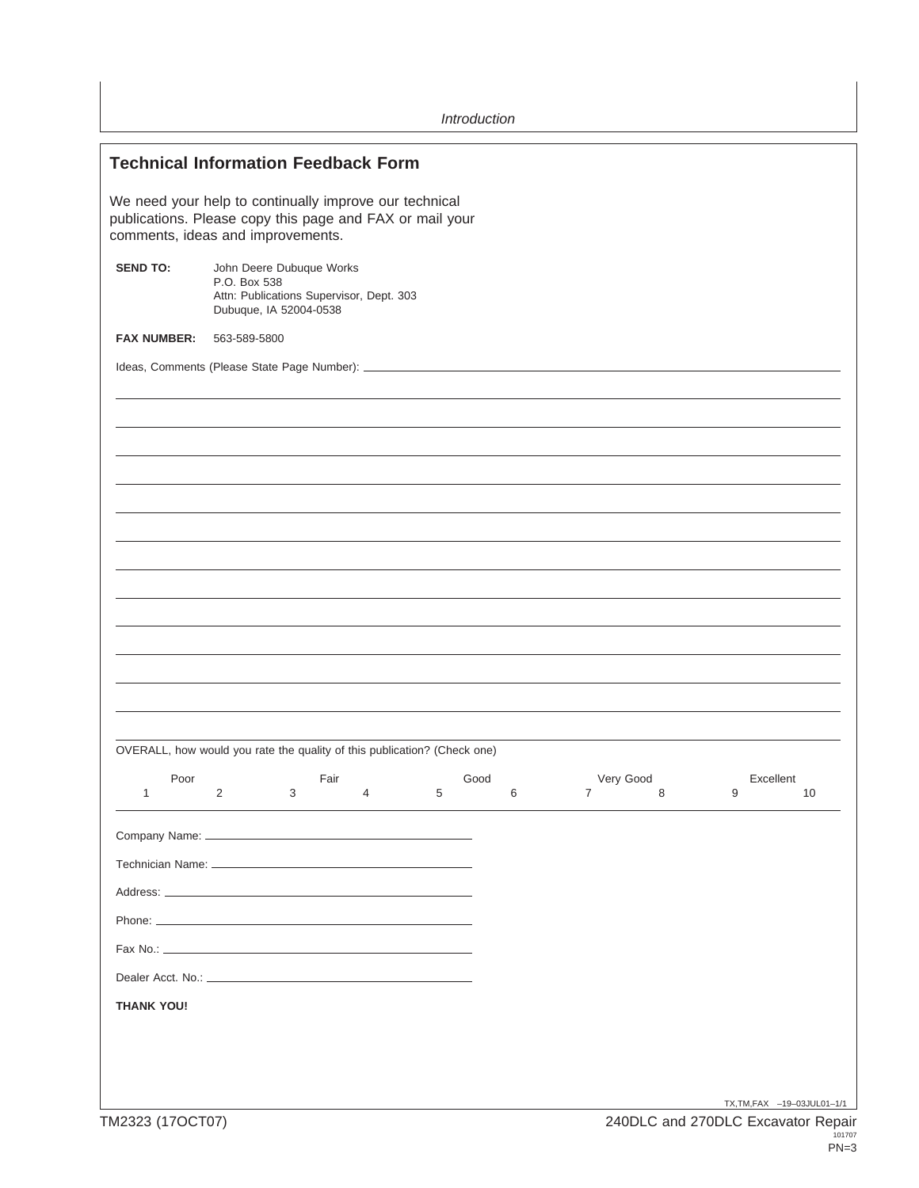## Technical Information Feedback Form

We need your help to continually improve our technical publications. Please copy this page and FAX or mail your comments, ideas and improvements.

**SEND TO:** John Deere Dubuque Works
P.O. Box 538
Attn: Publications Supervisor, Dept. 303
Dubuque, IA 52004-0538

**FAX NUMBER:** 563-589-5800

Ideas, Comments (Please State Page Number): ______________________________________________

______________________________________________

______________________________________________

______________________________________________

______________________________________________

______________________________________________

______________________________________________

______________________________________________

______________________________________________

______________________________________________

______________________________________________

______________________________________________

______________________________________________

OVERALL, how would you rate the quality of this publication? (Check one)

| Poor | | Fair | | Good | | Very Good | | Excellent | |
|---|---|---|---|---|---|---|---|---|---|
| 1 | 2 | 3 | 4 | 5 | 6 | 7 | 8 | 9 | 10 |

Company Name: ______________________________

Technician Name: ______________________________

Address: ______________________________

Phone: ______________________________

Fax No.: ______________________________

Dealer Acct. No.: ______________________________

**THANK YOU!**

TX,TM,FAX –19–03JUL01–1/1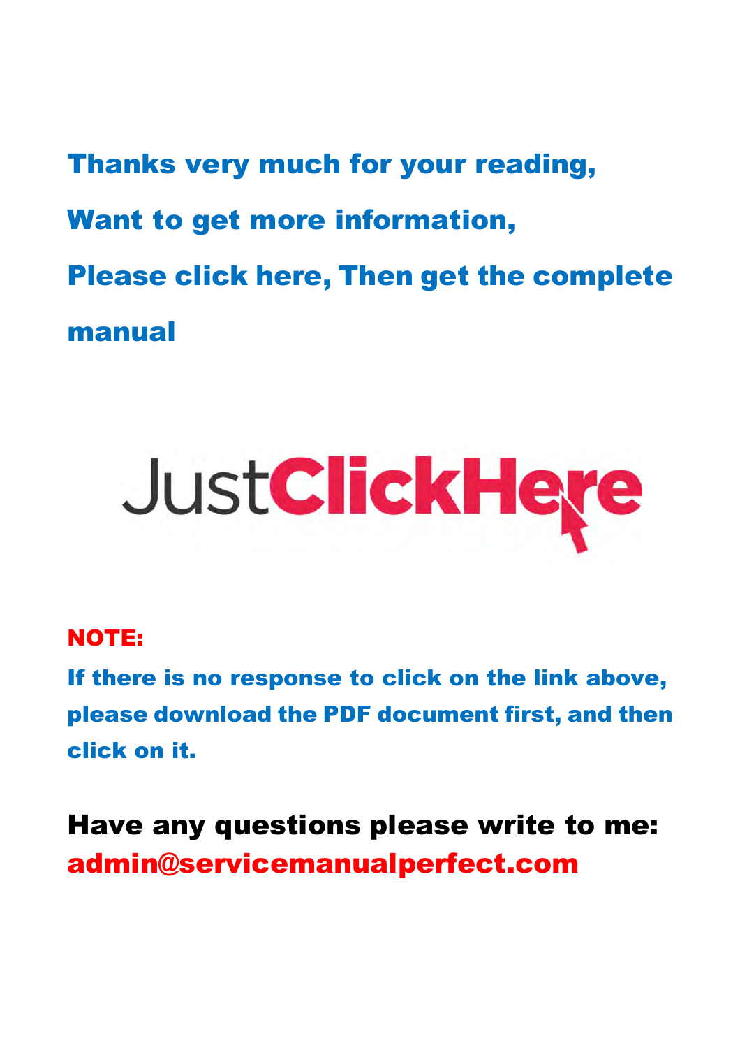**Thanks very much for your reading,**

**Want to get more information,**

**Please click here, Then get the complete manual**

JustClickHere

**NOTE:**

**If there is no response to click on the link above, please download the PDF document first, and then click on it.**

**Have any questions please write to me: admin@servicemanualperfect.com**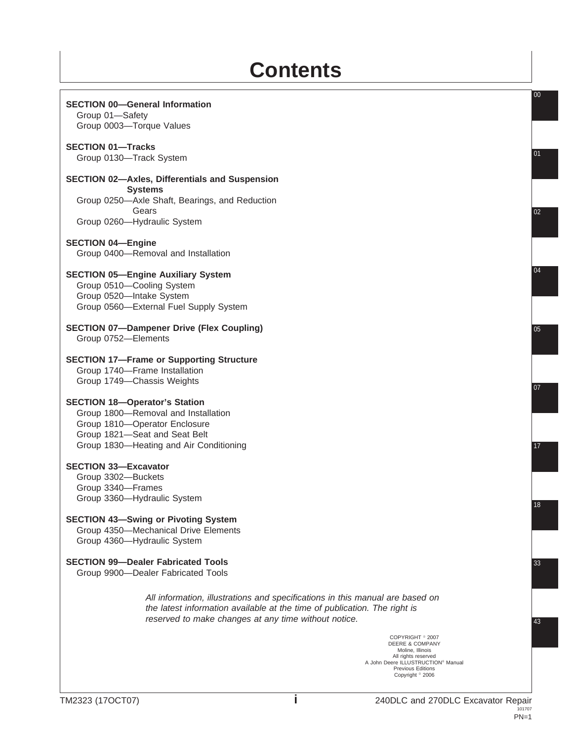# Contents

**SECTION 00—General Information**
- Group 01—Safety
- Group 0003—Torque Values

**SECTION 01—Tracks**
- Group 0130—Track System

**SECTION 02—Axles, Differentials and Suspension Systems**
- Group 0250—Axle Shaft, Bearings, and Reduction Gears
- Group 0260—Hydraulic System

**SECTION 04—Engine**
- Group 0400—Removal and Installation

**SECTION 05—Engine Auxiliary System**
- Group 0510—Cooling System
- Group 0520—Intake System
- Group 0560—External Fuel Supply System

**SECTION 07—Dampener Drive (Flex Coupling)**
- Group 0752—Elements

**SECTION 17—Frame or Supporting Structure**
- Group 1740—Frame Installation
- Group 1749—Chassis Weights

**SECTION 18—Operator's Station**
- Group 1800—Removal and Installation
- Group 1810—Operator Enclosure
- Group 1821—Seat and Seat Belt
- Group 1830—Heating and Air Conditioning

**SECTION 33—Excavator**
- Group 3302—Buckets
- Group 3340—Frames
- Group 3360—Hydraulic System

**SECTION 43—Swing or Pivoting System**
- Group 4350—Mechanical Drive Elements
- Group 4360—Hydraulic System

**SECTION 99—Dealer Fabricated Tools**
- Group 9900—Dealer Fabricated Tools

*All information, illustrations and specifications in this manual are based on the latest information available at the time of publication. The right is reserved to make changes at any time without notice.*

COPYRIGHT © 2007
DEERE & COMPANY
Moline, Illinois
All rights reserved
A John Deere ILLUSTRUCTION® Manual
Previous Editions
Copyright © 2006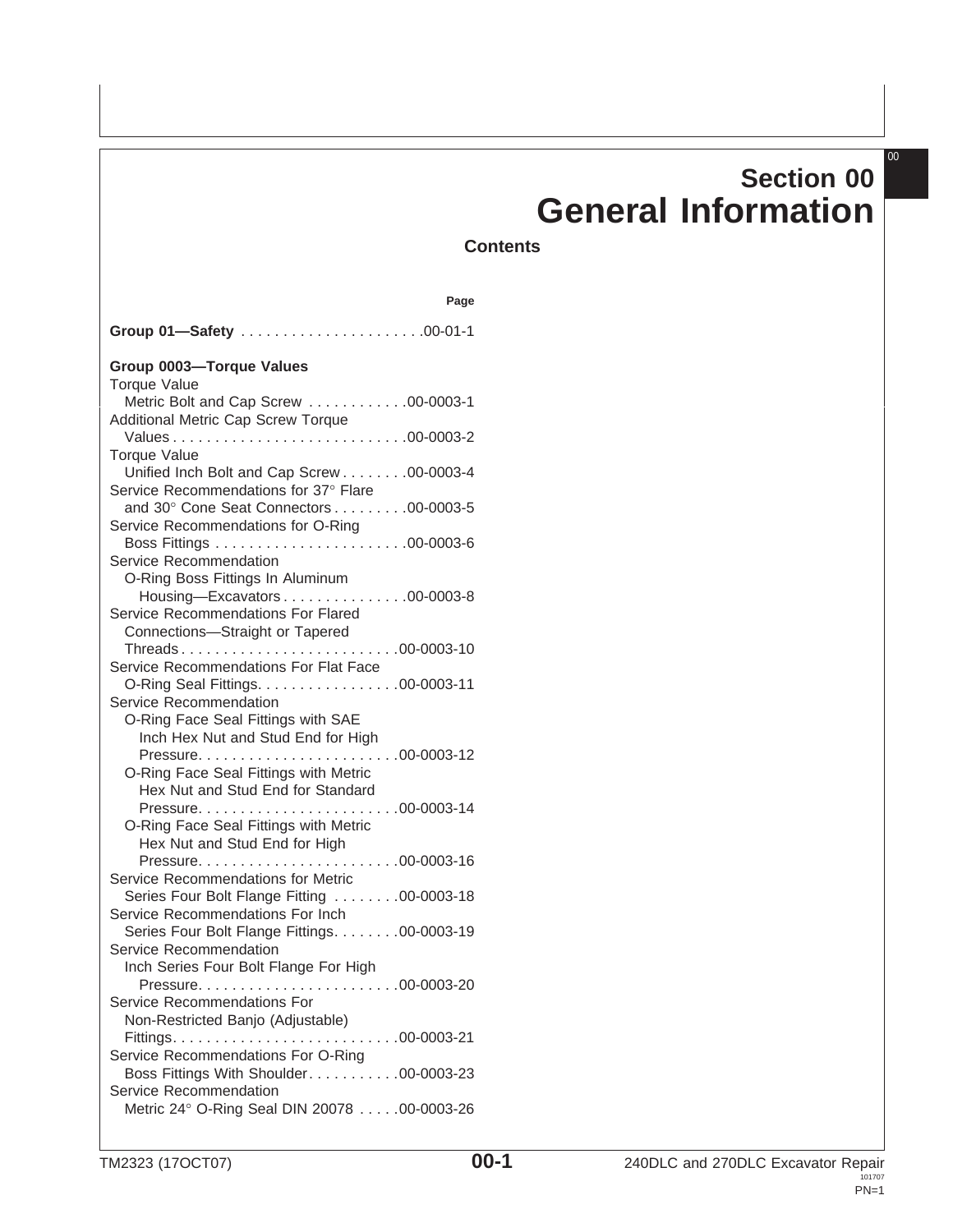# Section 00
# General Information

## Contents

| | Page |
|---|---|
| **Group 01—Safety** | 00-01-1 |
| **Group 0003—Torque Values** | |
| Torque Value | |
| Metric Bolt and Cap Screw | 00-0003-1 |
| Additional Metric Cap Screw Torque Values | 00-0003-2 |
| Torque Value | |
| Unified Inch Bolt and Cap Screw | 00-0003-4 |
| Service Recommendations for 37° Flare and 30° Cone Seat Connectors | 00-0003-5 |
| Service Recommendations for O-Ring Boss Fittings | 00-0003-6 |
| Service Recommendation | |
| O-Ring Boss Fittings In Aluminum Housing—Excavators | 00-0003-8 |
| Service Recommendations For Flared Connections—Straight or Tapered Threads | 00-0003-10 |
| Service Recommendations For Flat Face O-Ring Seal Fittings | 00-0003-11 |
| Service Recommendation | |
| O-Ring Face Seal Fittings with SAE Inch Hex Nut and Stud End for High Pressure | 00-0003-12 |
| O-Ring Face Seal Fittings with Metric Hex Nut and Stud End for Standard Pressure | 00-0003-14 |
| O-Ring Face Seal Fittings with Metric Hex Nut and Stud End for High Pressure | 00-0003-16 |
| Service Recommendations for Metric Series Four Bolt Flange Fitting | 00-0003-18 |
| Service Recommendations For Inch Series Four Bolt Flange Fittings | 00-0003-19 |
| Service Recommendation | |
| Inch Series Four Bolt Flange For High Pressure | 00-0003-20 |
| Service Recommendations For Non-Restricted Banjo (Adjustable) Fittings | 00-0003-21 |
| Service Recommendations For O-Ring Boss Fittings With Shoulder | 00-0003-23 |
| Service Recommendation | |
| Metric 24° O-Ring Seal DIN 20078 | 00-0003-26 |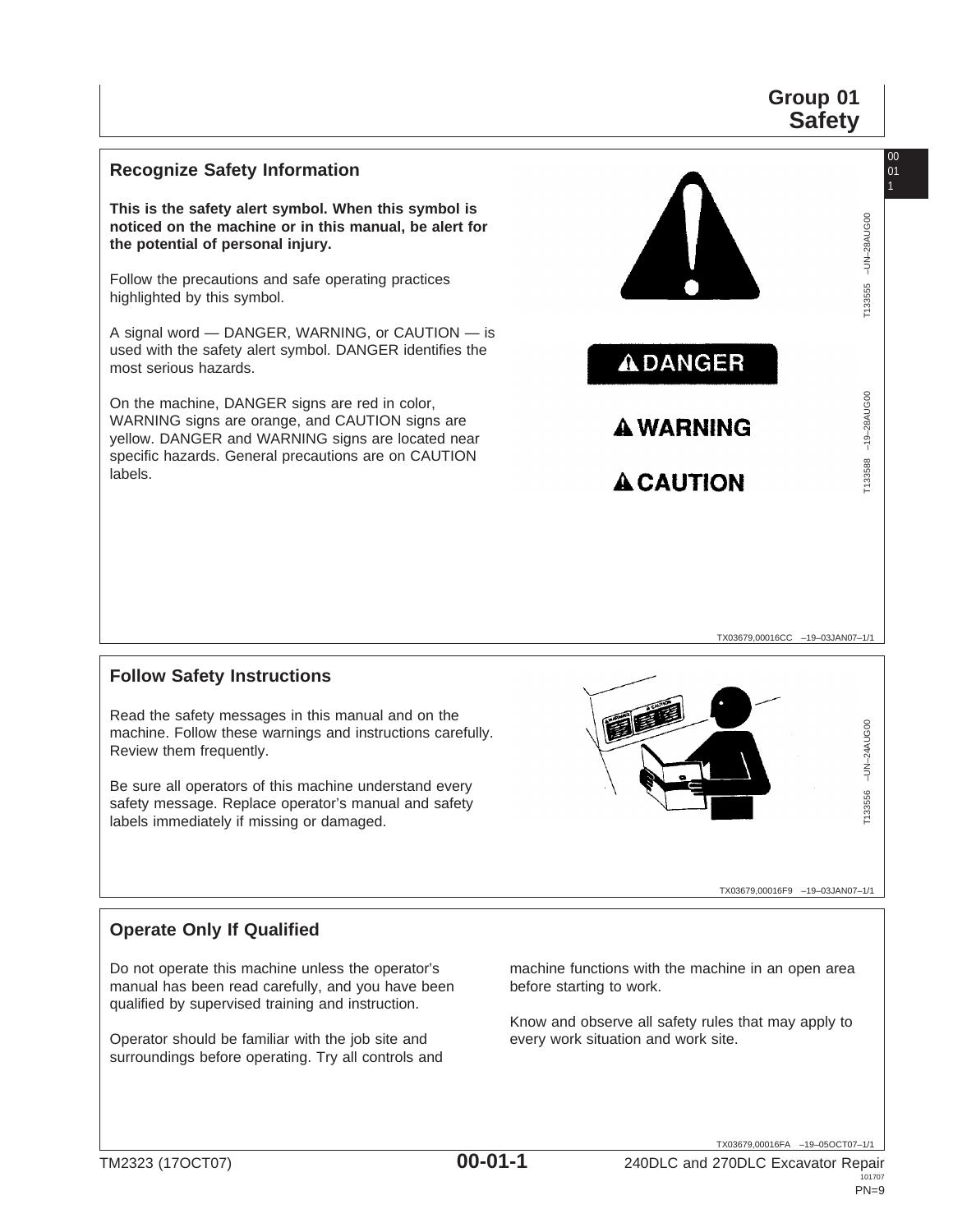# Group 01 Safety

## Recognize Safety Information

**This is the safety alert symbol. When this symbol is noticed on the machine or in this manual, be alert for the potential of personal injury.**

Follow the precautions and safe operating practices highlighted by this symbol.

A signal word — DANGER, WARNING, or CAUTION — is used with the safety alert symbol. DANGER identifies the most serious hazards.

On the machine, DANGER signs are red in color, WARNING signs are orange, and CAUTION signs are yellow. DANGER and WARNING signs are located near specific hazards. General precautions are on CAUTION labels.

T133555 –UN–28AUG00

DANGER

WARNING

CAUTION

T133588 –19–28AUG00

TX03679,00016CC –19–03JAN07–1/1

## Follow Safety Instructions

Read the safety messages in this manual and on the machine. Follow these warnings and instructions carefully. Review them frequently.

Be sure all operators of this machine understand every safety message. Replace operator's manual and safety labels immediately if missing or damaged.

T133556 –UN–24AUG00

TX03679,00016F9 –19–03JAN07–1/1

## Operate Only If Qualified

Do not operate this machine unless the operator's manual has been read carefully, and you have been qualified by supervised training and instruction.

Operator should be familiar with the job site and surroundings before operating. Try all controls and machine functions with the machine in an open area before starting to work.

Know and observe all safety rules that may apply to every work situation and work site.

TX03679,00016FA –19–05OCT07–1/1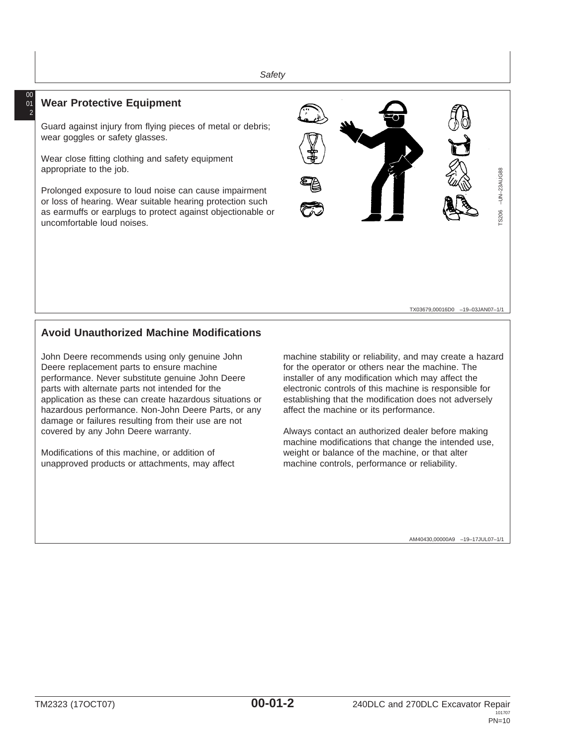## Wear Protective Equipment

Guard against injury from flying pieces of metal or debris; wear goggles or safety glasses.

Wear close fitting clothing and safety equipment appropriate to the job.

Prolonged exposure to loud noise can cause impairment or loss of hearing. Wear suitable hearing protection such as earmuffs or earplugs to protect against objectionable or uncomfortable loud noises.

TS206 –UN–23AUG88

TX03679,00016D0 –19–03JAN07–1/1

## Avoid Unauthorized Machine Modifications

John Deere recommends using only genuine John Deere replacement parts to ensure machine performance. Never substitute genuine John Deere parts with alternate parts not intended for the application as these can create hazardous situations or hazardous performance. Non-John Deere Parts, or any damage or failures resulting from their use are not covered by any John Deere warranty.

Modifications of this machine, or addition of unapproved products or attachments, may affect machine stability or reliability, and may create a hazard for the operator or others near the machine. The installer of any modification which may affect the electronic controls of this machine is responsible for establishing that the modification does not adversely affect the machine or its performance.

Always contact an authorized dealer before making machine modifications that change the intended use, weight or balance of the machine, or that alter machine controls, performance or reliability.

AM40430,00000A9 –19–17JUL07–1/1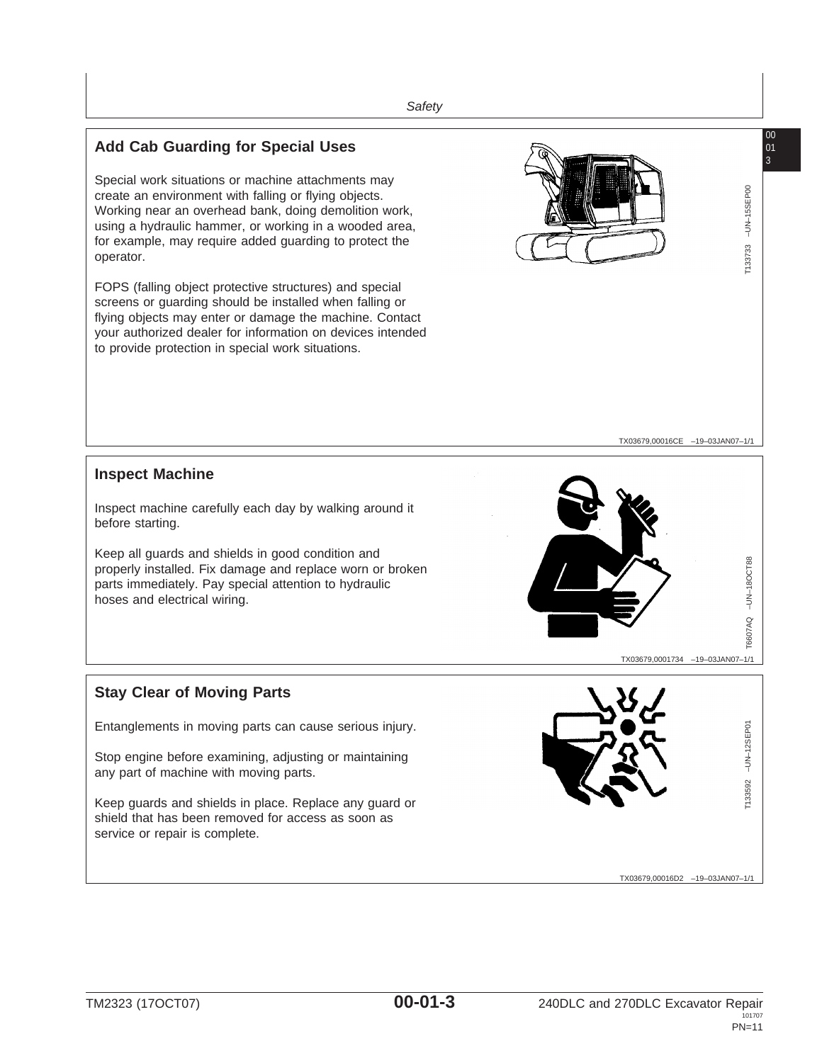## Add Cab Guarding for Special Uses

Special work situations or machine attachments may create an environment with falling or flying objects. Working near an overhead bank, doing demolition work, using a hydraulic hammer, or working in a wooded area, for example, may require added guarding to protect the operator.

FOPS (falling object protective structures) and special screens or guarding should be installed when falling or flying objects may enter or damage the machine. Contact your authorized dealer for information on devices intended to provide protection in special work situations.

T133733 –UN–15SEP00

TX03679,00016CE –19–03JAN07–1/1

## Inspect Machine

Inspect machine carefully each day by walking around it before starting.

Keep all guards and shields in good condition and properly installed. Fix damage and replace worn or broken parts immediately. Pay special attention to hydraulic hoses and electrical wiring.

T6607AQ –UN–18OCT88

TX03679,0001734 –19–03JAN07–1/1

## Stay Clear of Moving Parts

Entanglements in moving parts can cause serious injury.

Stop engine before examining, adjusting or maintaining any part of machine with moving parts.

Keep guards and shields in place. Replace any guard or shield that has been removed for access as soon as service or repair is complete.

T133592 –UN–12SEP01

TX03679,00016D2 –19–03JAN07–1/1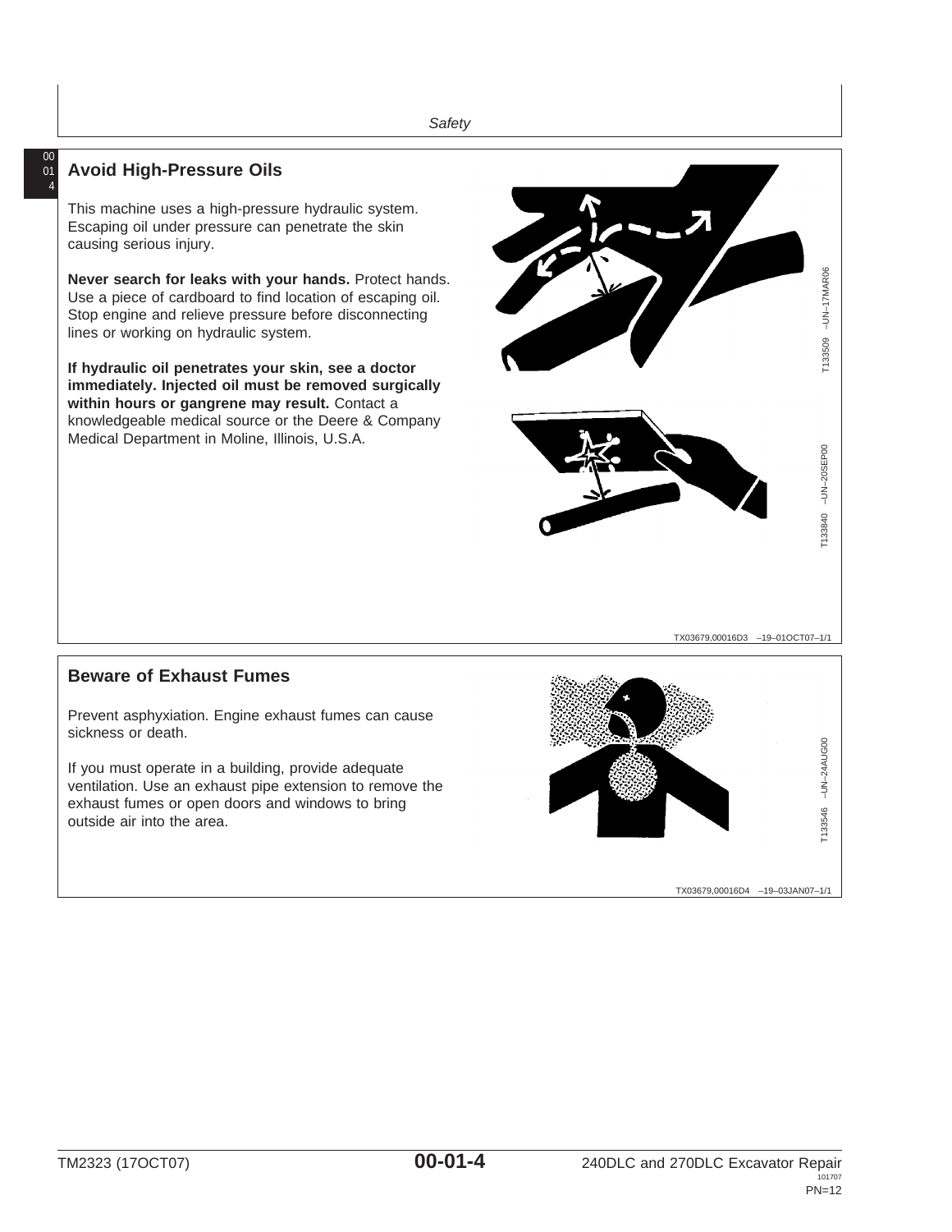## Avoid High-Pressure Oils

This machine uses a high-pressure hydraulic system. Escaping oil under pressure can penetrate the skin causing serious injury.

**Never search for leaks with your hands.** Protect hands. Use a piece of cardboard to find location of escaping oil. Stop engine and relieve pressure before disconnecting lines or working on hydraulic system.

**If hydraulic oil penetrates your skin, see a doctor immediately. Injected oil must be removed surgically within hours or gangrene may result.** Contact a knowledgeable medical source or the Deere & Company Medical Department in Moline, Illinois, U.S.A.

T133509 –UN–17MAR06

T133840 –UN–20SEP00

TX03679,00016D3 –19–01OCT07–1/1

## Beware of Exhaust Fumes

Prevent asphyxiation. Engine exhaust fumes can cause sickness or death.

If you must operate in a building, provide adequate ventilation. Use an exhaust pipe extension to remove the exhaust fumes or open doors and windows to bring outside air into the area.

T133546 –UN–24AUG00

TX03679,00016D4 –19–03JAN07–1/1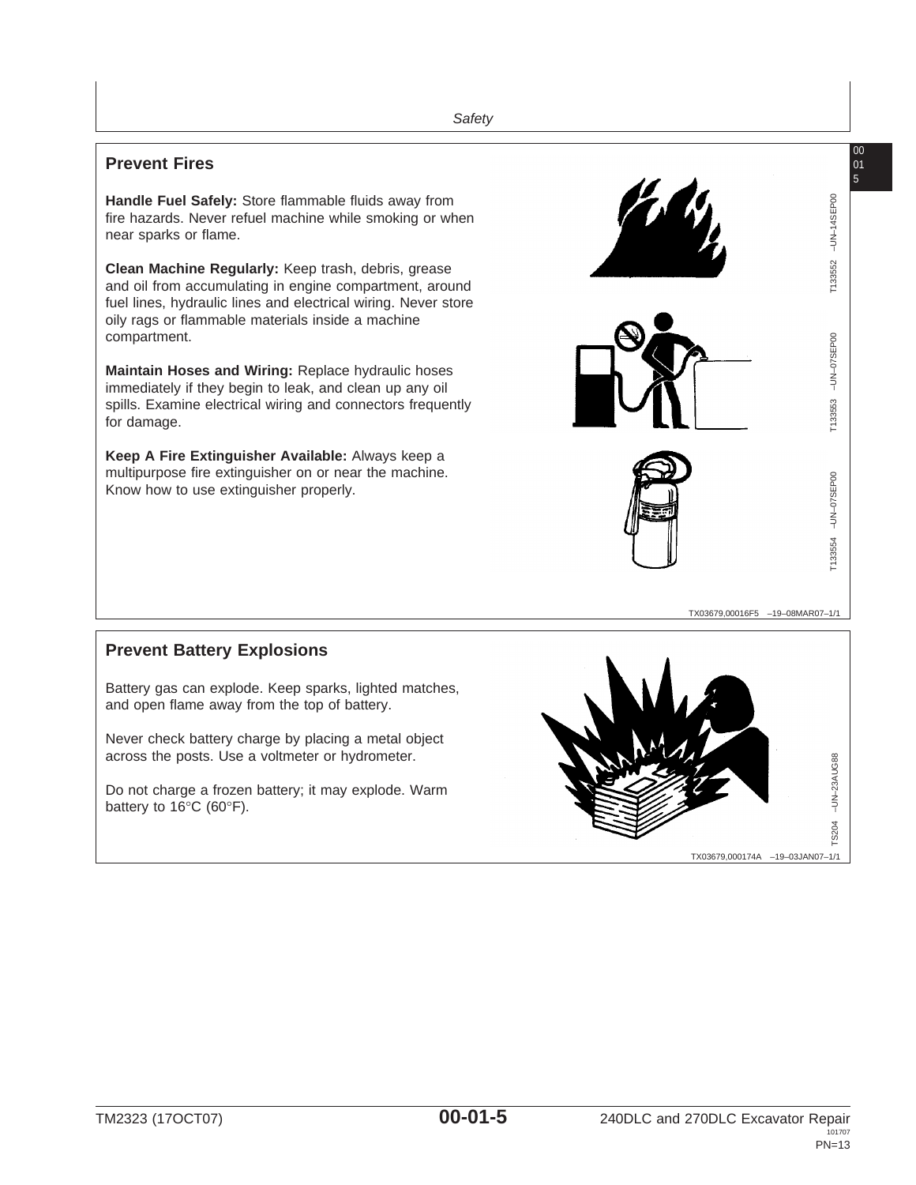## Prevent Fires

**Handle Fuel Safely:** Store flammable fluids away from fire hazards. Never refuel machine while smoking or when near sparks or flame.

**Clean Machine Regularly:** Keep trash, debris, grease and oil from accumulating in engine compartment, around fuel lines, hydraulic lines and electrical wiring. Never store oily rags or flammable materials inside a machine compartment.

**Maintain Hoses and Wiring:** Replace hydraulic hoses immediately if they begin to leak, and clean up any oil spills. Examine electrical wiring and connectors frequently for damage.

**Keep A Fire Extinguisher Available:** Always keep a multipurpose fire extinguisher on or near the machine. Know how to use extinguisher properly.

T133552 –UN–14SEP00

T133553 –UN–07SEP00

T133554 –UN–07SEP00

TX03679,00016F5 –19–08MAR07–1/1

## Prevent Battery Explosions

Battery gas can explode. Keep sparks, lighted matches, and open flame away from the top of battery.

Never check battery charge by placing a metal object across the posts. Use a voltmeter or hydrometer.

Do not charge a frozen battery; it may explode. Warm battery to 16°C (60°F).

TS204 –UN–23AUG88

TX03679,000174A –19–03JAN07–1/1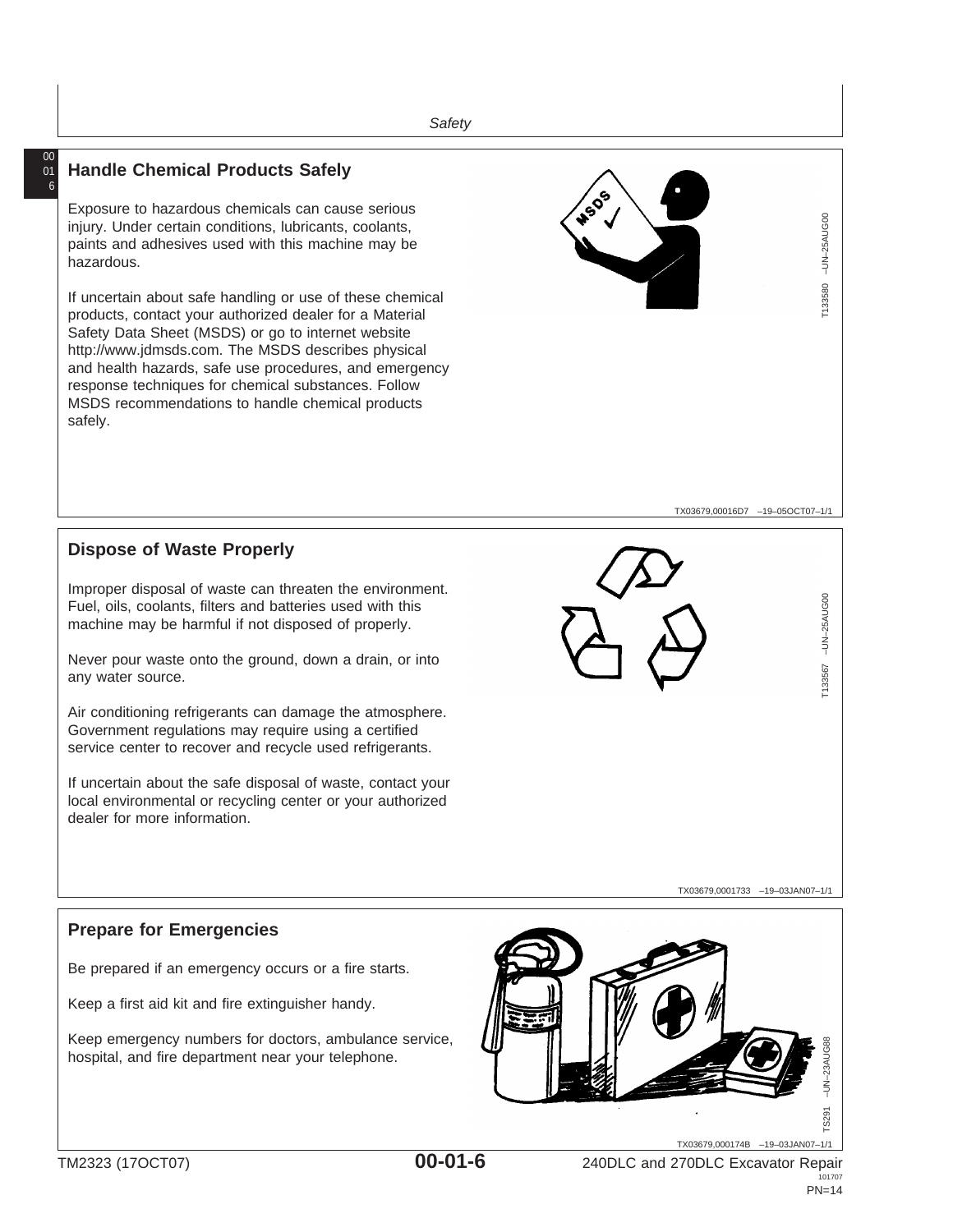## Handle Chemical Products Safely

Exposure to hazardous chemicals can cause serious injury. Under certain conditions, lubricants, coolants, paints and adhesives used with this machine may be hazardous.

If uncertain about safe handling or use of these chemical products, contact your authorized dealer for a Material Safety Data Sheet (MSDS) or go to internet website http://www.jdmsds.com. The MSDS describes physical and health hazards, safe use procedures, and emergency response techniques for chemical substances. Follow MSDS recommendations to handle chemical products safely.

T133580 –UN–25AUG00

TX03679,00016D7 –19–05OCT07–1/1

## Dispose of Waste Properly

Improper disposal of waste can threaten the environment. Fuel, oils, coolants, filters and batteries used with this machine may be harmful if not disposed of properly.

Never pour waste onto the ground, down a drain, or into any water source.

Air conditioning refrigerants can damage the atmosphere. Government regulations may require using a certified service center to recover and recycle used refrigerants.

If uncertain about the safe disposal of waste, contact your local environmental or recycling center or your authorized dealer for more information.

T133567 –UN–25AUG00

TX03679,0001733 –19–03JAN07–1/1

## Prepare for Emergencies

Be prepared if an emergency occurs or a fire starts.

Keep a first aid kit and fire extinguisher handy.

Keep emergency numbers for doctors, ambulance service, hospital, and fire department near your telephone.

TS291 –UN–23AUG88

TX03679,000174B –19–03JAN07–1/1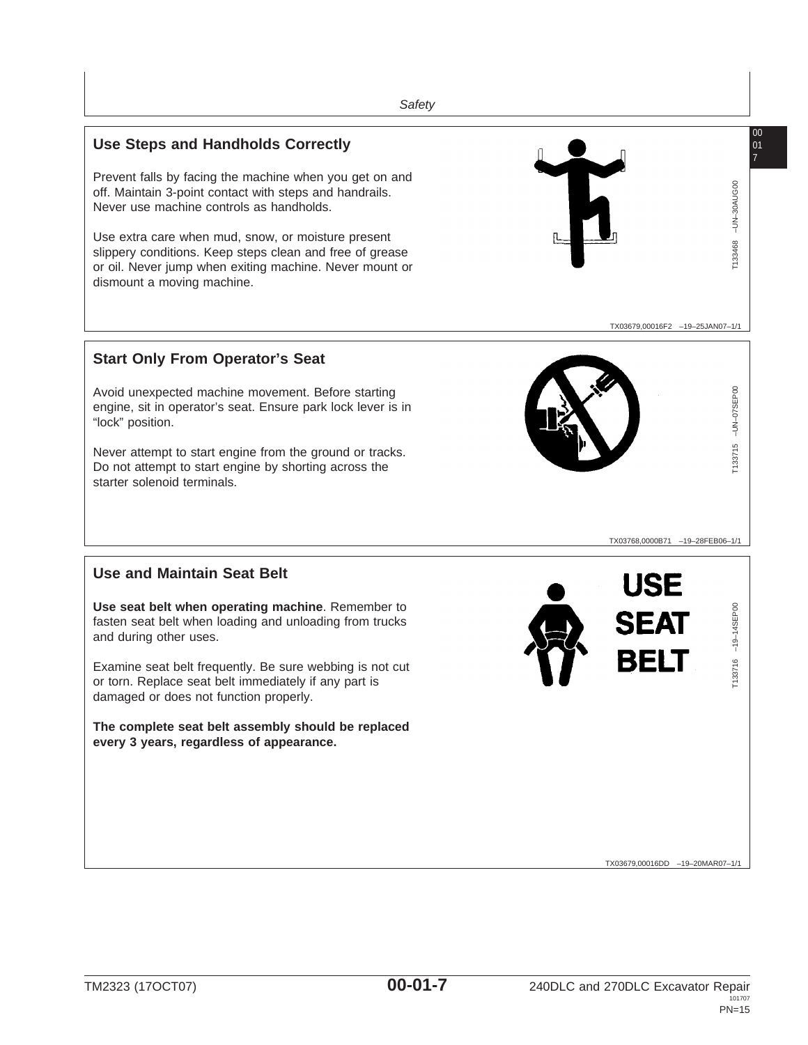## Use Steps and Handholds Correctly

Prevent falls by facing the machine when you get on and off. Maintain 3-point contact with steps and handrails. Never use machine controls as handholds.

Use extra care when mud, snow, or moisture present slippery conditions. Keep steps clean and free of grease or oil. Never jump when exiting machine. Never mount or dismount a moving machine.

T133468 –UN–30AUG00

TX03679,00016F2 –19–25JAN07–1/1

## Start Only From Operator's Seat

Avoid unexpected machine movement. Before starting engine, sit in operator's seat. Ensure park lock lever is in "lock" position.

Never attempt to start engine from the ground or tracks. Do not attempt to start engine by shorting across the starter solenoid terminals.

T133715 –UN–07SEP00

TX03768,0000B71 –19–28FEB06–1/1

## Use and Maintain Seat Belt

**Use seat belt when operating machine**. Remember to fasten seat belt when loading and unloading from trucks and during other uses.

Examine seat belt frequently. Be sure webbing is not cut or torn. Replace seat belt immediately if any part is damaged or does not function properly.

**The complete seat belt assembly should be replaced every 3 years, regardless of appearance.**

USE SEAT BELT

T133716 –19–14SEP00

TX03679,00016DD –19–20MAR07–1/1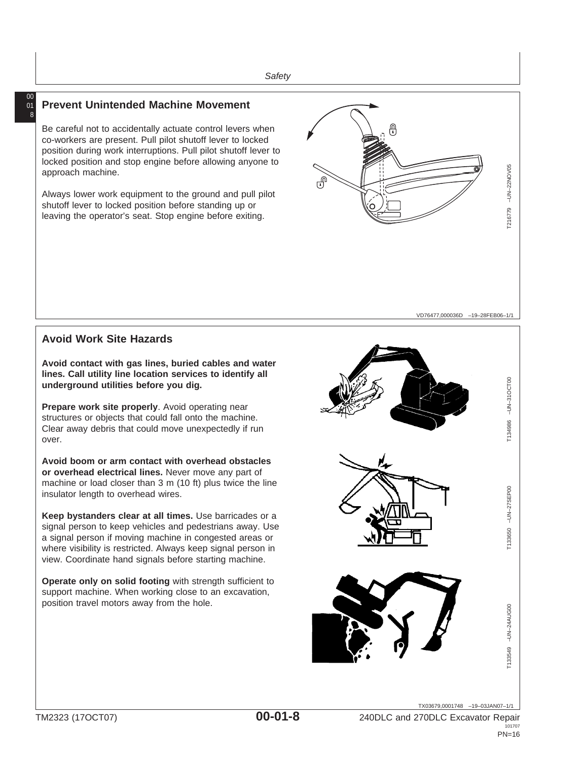## Prevent Unintended Machine Movement

Be careful not to accidentally actuate control levers when co-workers are present. Pull pilot shutoff lever to locked position during work interruptions. Pull pilot shutoff lever to locked position and stop engine before allowing anyone to approach machine.

Always lower work equipment to the ground and pull pilot shutoff lever to locked position before standing up or leaving the operator's seat. Stop engine before exiting.

T216779 –UN–22NOV05

VD76477,000036D –19–28FEB06–1/1

## Avoid Work Site Hazards

**Avoid contact with gas lines, buried cables and water lines. Call utility line location services to identify all underground utilities before you dig.**

**Prepare work site properly**. Avoid operating near structures or objects that could fall onto the machine. Clear away debris that could move unexpectedly if run over.

**Avoid boom or arm contact with overhead obstacles or overhead electrical lines.** Never move any part of machine or load closer than 3 m (10 ft) plus twice the line insulator length to overhead wires.

**Keep bystanders clear at all times.** Use barricades or a signal person to keep vehicles and pedestrians away. Use a signal person if moving machine in congested areas or where visibility is restricted. Always keep signal person in view. Coordinate hand signals before starting machine.

**Operate only on solid footing** with strength sufficient to support machine. When working close to an excavation, position travel motors away from the hole.

T134986 –UN–31OCT00

T133650 –UN–27SEP00

T133549 –UN–24AUG00

TX03679,0001748 –19–03JAN07–1/1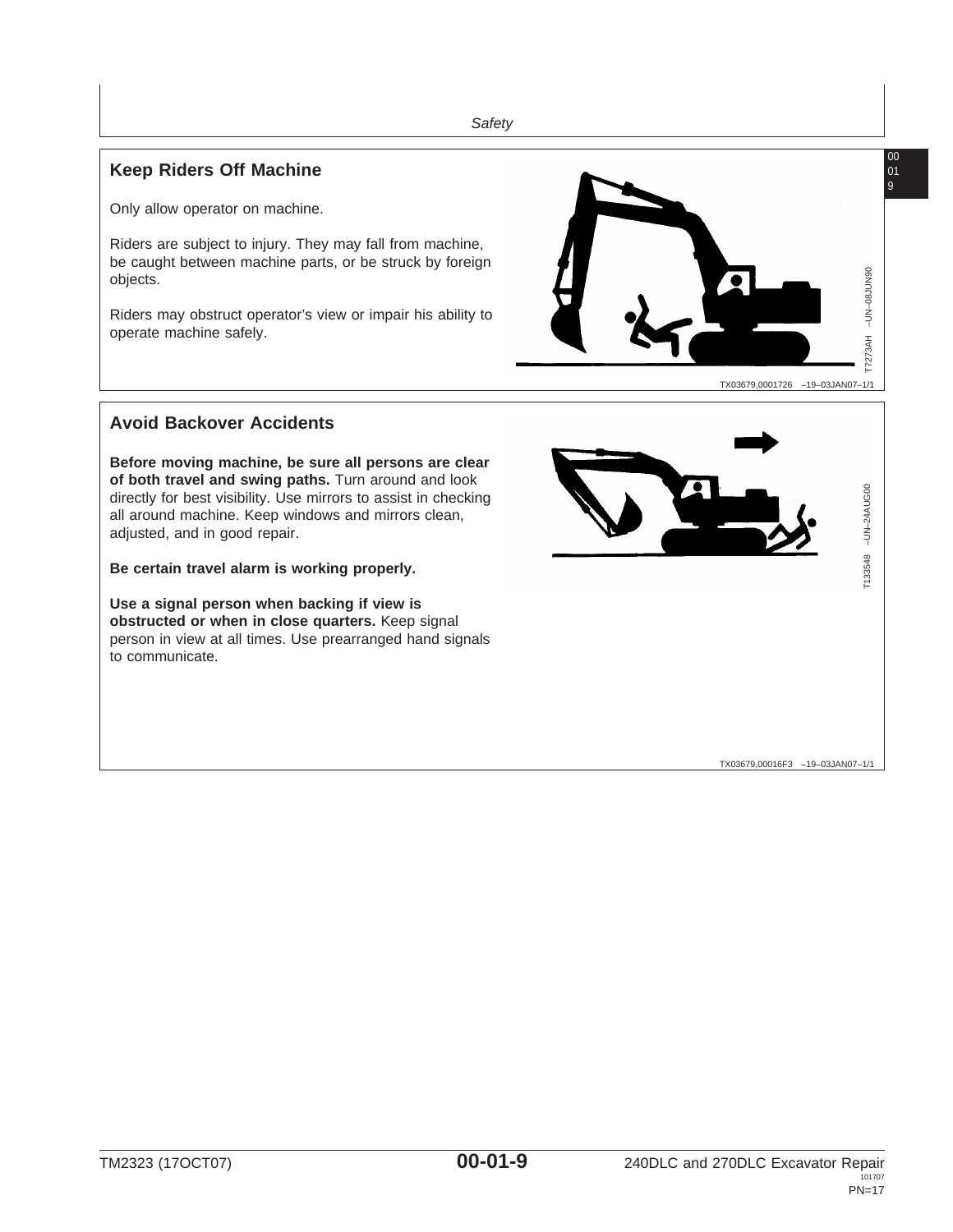## Keep Riders Off Machine

Only allow operator on machine.

Riders are subject to injury. They may fall from machine, be caught between machine parts, or be struck by foreign objects.

Riders may obstruct operator's view or impair his ability to operate machine safely.

T7273AH –UN–08JUN90

TX03679,0001726 –19–03JAN07–1/1

## Avoid Backover Accidents

**Before moving machine, be sure all persons are clear of both travel and swing paths.** Turn around and look directly for best visibility. Use mirrors to assist in checking all around machine. Keep windows and mirrors clean, adjusted, and in good repair.

**Be certain travel alarm is working properly.**

**Use a signal person when backing if view is obstructed or when in close quarters.** Keep signal person in view at all times. Use prearranged hand signals to communicate.

T133548 –UN–24AUG00

TX03679,00016F3 –19–03JAN07–1/1